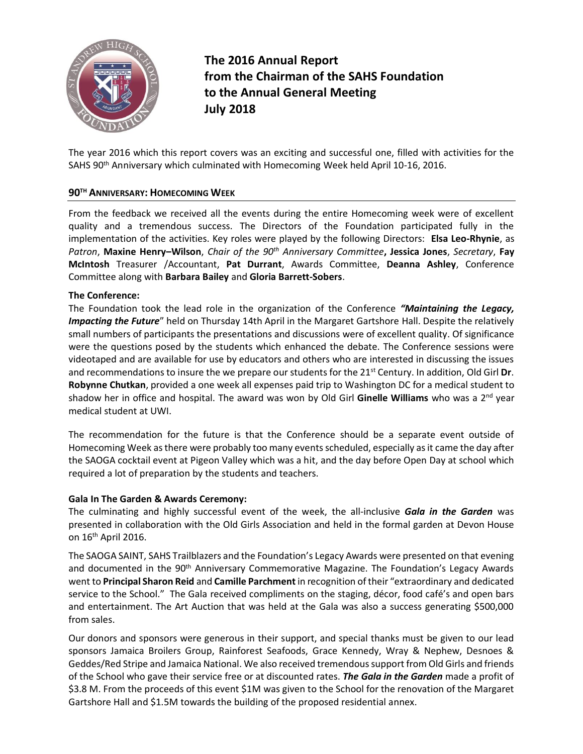# The 2016 Annual Report from the Chairman of the SAHS Foundation to the Annual General Meeting July 2018

The year 2016 which this report covers was an exciting and successful one, filled with activities for the SAHS 90th Anniversary which culminated with Homecoming Week held April 10-16, 2016.

## 90TH ANNIVERSARY: HOMECOMING WEEK

From the feedback we received all the events during the entire Homecoming week were of excellent quality and a tremendous success. The Directors of the Foundation participated fully in the implementation of the activities. Key roles were played by the following Directors: **Elsa Leo-Rhynie**, as *Patron*, **Maxine Henry–Wilson**, *Chair of the 90th Anniversary Committee***, Jessica Jones**, *Secretary*, **Fay McIntosh** Treasurer /Accountant, **Pat Durrant**, Awards Committee, **Deanna Ashley**, Conference Committee along with **Barbara Bailey** and **Gloria Barrett-Sobers**.

### The Conference:

The Foundation took the lead role in the organization of the Conference ***"Maintaining the Legacy, Impacting the Future***" held on Thursday 14th April in the Margaret Gartshore Hall. Despite the relatively small numbers of participants the presentations and discussions were of excellent quality. Of significance were the questions posed by the students which enhanced the debate. The Conference sessions were videotaped and are available for use by educators and others who are interested in discussing the issues and recommendations to insure the we prepare our students for the 21st Century. In addition, Old Girl **Dr**. **Robynne Chutkan**, provided a one week all expenses paid trip to Washington DC for a medical student to shadow her in office and hospital. The award was won by Old Girl **Ginelle Williams** who was a 2nd year medical student at UWI.

The recommendation for the future is that the Conference should be a separate event outside of Homecoming Week as there were probably too many events scheduled, especially as it came the day after the SAOGA cocktail event at Pigeon Valley which was a hit, and the day before Open Day at school which required a lot of preparation by the students and teachers.

### Gala In The Garden & Awards Ceremony:

The culminating and highly successful event of the week, the all-inclusive ***Gala in the Garden*** was presented in collaboration with the Old Girls Association and held in the formal garden at Devon House on 16th April 2016.

The SAOGA SAINT, SAHS Trailblazers and the Foundation's Legacy Awards were presented on that evening and documented in the 90th Anniversary Commemorative Magazine. The Foundation's Legacy Awards went to **Principal Sharon Reid** and **Camille Parchment** in recognition of their "extraordinary and dedicated service to the School." The Gala received compliments on the staging, décor, food café's and open bars and entertainment. The Art Auction that was held at the Gala was also a success generating $500,000 from sales.

Our donors and sponsors were generous in their support, and special thanks must be given to our lead sponsors Jamaica Broilers Group, Rainforest Seafoods, Grace Kennedy, Wray & Nephew, Desnoes & Geddes/Red Stripe and Jamaica National. We also received tremendous support from Old Girls and friends of the School who gave their service free or at discounted rates. ***The Gala in the Garden*** made a profit of $3.8 M. From the proceeds of this event $1M was given to the School for the renovation of the Margaret Gartshore Hall and $1.5M towards the building of the proposed residential annex.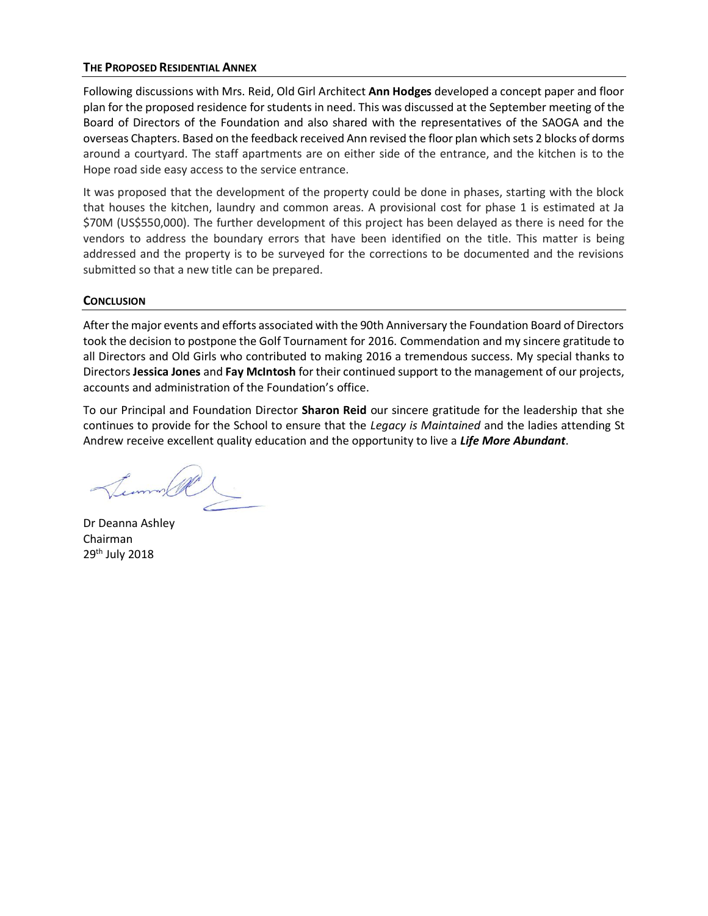## THE PROPOSED RESIDENTIAL ANNEX

Following discussions with Mrs. Reid, Old Girl Architect **Ann Hodges** developed a concept paper and floor plan for the proposed residence for students in need. This was discussed at the September meeting of the Board of Directors of the Foundation and also shared with the representatives of the SAOGA and the overseas Chapters. Based on the feedback received Ann revised the floor plan which sets 2 blocks of dorms around a courtyard. The staff apartments are on either side of the entrance, and the kitchen is to the Hope road side easy access to the service entrance.

It was proposed that the development of the property could be done in phases, starting with the block that houses the kitchen, laundry and common areas. A provisional cost for phase 1 is estimated at Ja $70M (US$550,000). The further development of this project has been delayed as there is need for the vendors to address the boundary errors that have been identified on the title. This matter is being addressed and the property is to be surveyed for the corrections to be documented and the revisions submitted so that a new title can be prepared.

## CONCLUSION

After the major events and efforts associated with the 90th Anniversary the Foundation Board of Directors took the decision to postpone the Golf Tournament for 2016. Commendation and my sincere gratitude to all Directors and Old Girls who contributed to making 2016 a tremendous success. My special thanks to Directors **Jessica Jones** and **Fay McIntosh** for their continued support to the management of our projects, accounts and administration of the Foundation's office.

To our Principal and Foundation Director **Sharon Reid** our sincere gratitude for the leadership that she continues to provide for the School to ensure that the *Legacy is Maintained* and the ladies attending St Andrew receive excellent quality education and the opportunity to live a ***Life More Abundant***.

Dr Deanna Ashley
Chairman
29th July 2018